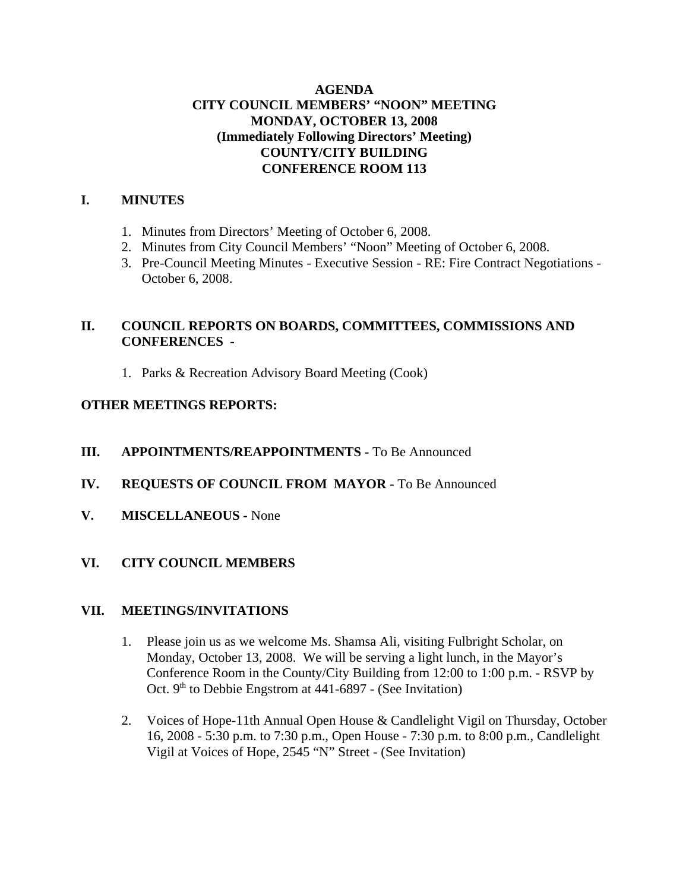# AGENDA
# CITY COUNCIL MEMBERS' "NOON" MEETING
# MONDAY, OCTOBER 13, 2008
# (Immediately Following Directors' Meeting)
# COUNTY/CITY BUILDING
# CONFERENCE ROOM 113

## I. MINUTES

1. Minutes from Directors' Meeting of October 6, 2008.
2. Minutes from City Council Members' "Noon" Meeting of October 6, 2008.
3. Pre-Council Meeting Minutes - Executive Session - RE: Fire Contract Negotiations - October 6, 2008.

## II. COUNCIL REPORTS ON BOARDS, COMMITTEES, COMMISSIONS AND CONFERENCES -

1. Parks & Recreation Advisory Board Meeting (Cook)

## OTHER MEETINGS REPORTS:

## III. APPOINTMENTS/REAPPOINTMENTS - To Be Announced

## IV. REQUESTS OF COUNCIL FROM MAYOR - To Be Announced

## V. MISCELLANEOUS - None

## VI. CITY COUNCIL MEMBERS

## VII. MEETINGS/INVITATIONS

1. Please join us as we welcome Ms. Shamsa Ali, visiting Fulbright Scholar, on Monday, October 13, 2008. We will be serving a light lunch, in the Mayor's Conference Room in the County/City Building from 12:00 to 1:00 p.m. - RSVP by Oct. 9th to Debbie Engstrom at 441-6897 - (See Invitation)

2. Voices of Hope-11th Annual Open House & Candlelight Vigil on Thursday, October 16, 2008 - 5:30 p.m. to 7:30 p.m., Open House - 7:30 p.m. to 8:00 p.m., Candlelight Vigil at Voices of Hope, 2545 "N" Street - (See Invitation)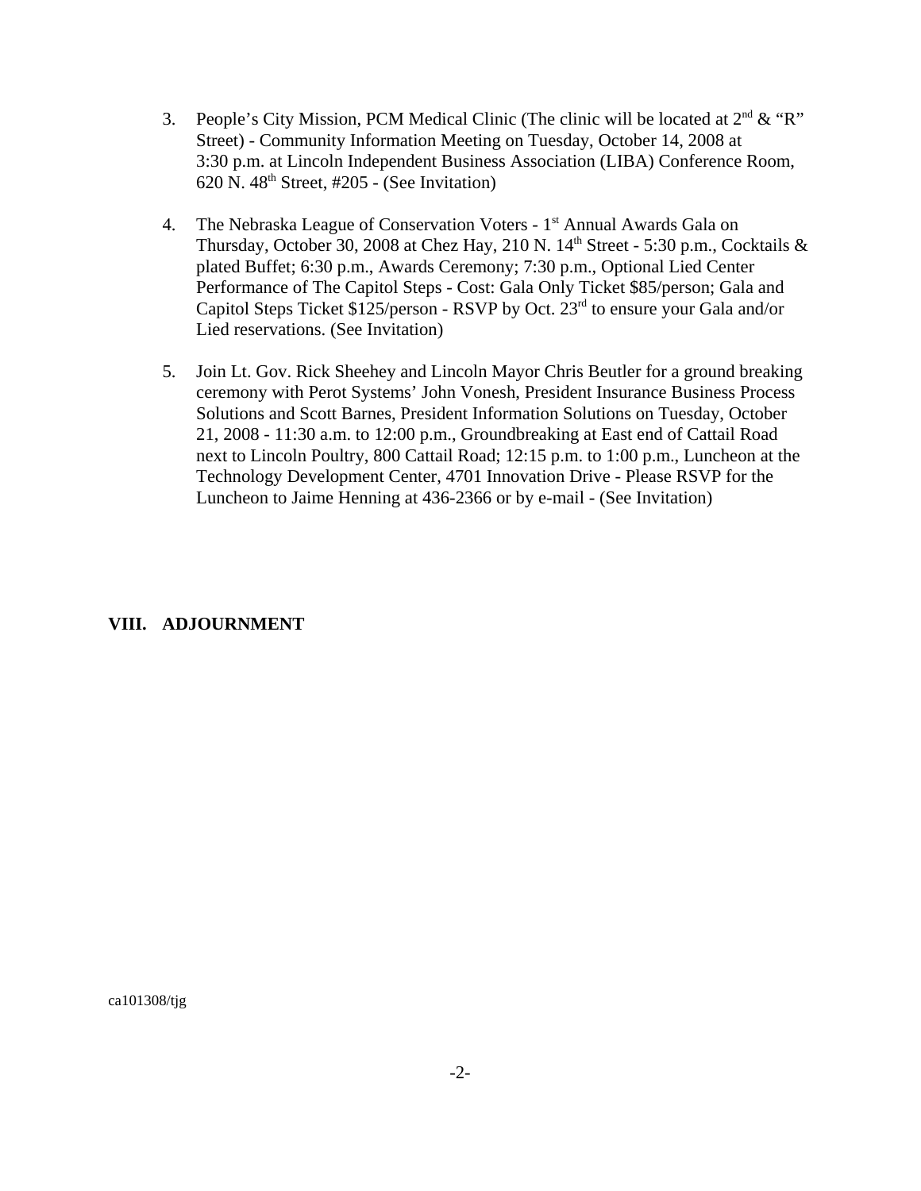3. People's City Mission, PCM Medical Clinic (The clinic will be located at 2nd & "R" Street) - Community Information Meeting on Tuesday, October 14, 2008 at 3:30 p.m. at Lincoln Independent Business Association (LIBA) Conference Room, 620 N. 48th Street, #205 - (See Invitation)

4. The Nebraska League of Conservation Voters - 1st Annual Awards Gala on Thursday, October 30, 2008 at Chez Hay, 210 N. 14th Street - 5:30 p.m., Cocktails & plated Buffet; 6:30 p.m., Awards Ceremony; 7:30 p.m., Optional Lied Center Performance of The Capitol Steps - Cost: Gala Only Ticket $85/person; Gala and Capitol Steps Ticket $125/person - RSVP by Oct. 23rd to ensure your Gala and/or Lied reservations. (See Invitation)

5. Join Lt. Gov. Rick Sheehey and Lincoln Mayor Chris Beutler for a ground breaking ceremony with Perot Systems' John Vonesh, President Insurance Business Process Solutions and Scott Barnes, President Information Solutions on Tuesday, October 21, 2008 - 11:30 a.m. to 12:00 p.m., Groundbreaking at East end of Cattail Road next to Lincoln Poultry, 800 Cattail Road; 12:15 p.m. to 1:00 p.m., Luncheon at the Technology Development Center, 4701 Innovation Drive - Please RSVP for the Luncheon to Jaime Henning at 436-2366 or by e-mail - (See Invitation)

**VIII. ADJOURNMENT**

ca101308/tjg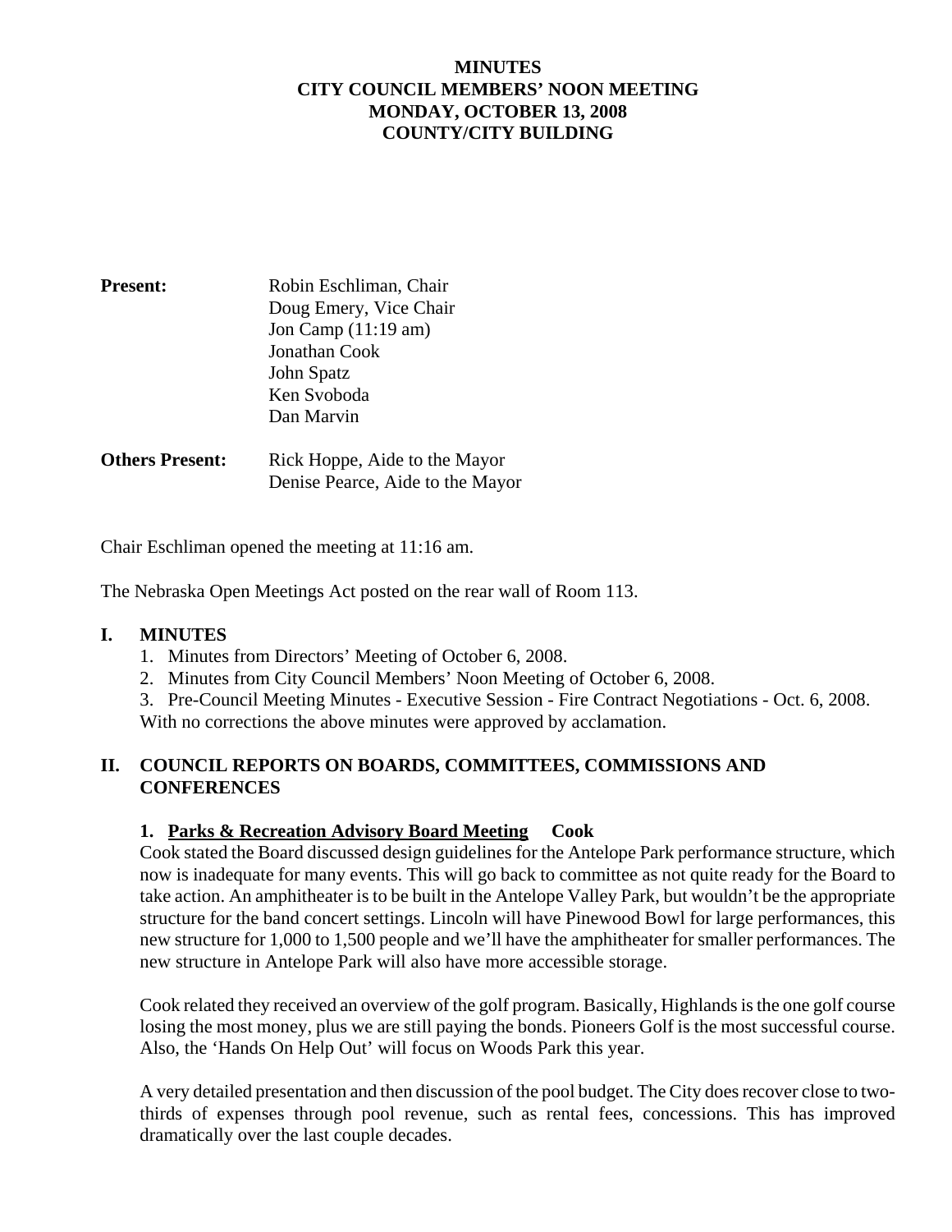# MINUTES
# CITY COUNCIL MEMBERS' NOON MEETING
# MONDAY, OCTOBER 13, 2008
# COUNTY/CITY BUILDING

**Present:** Robin Eschliman, Chair
Doug Emery, Vice Chair
Jon Camp (11:19 am)
Jonathan Cook
John Spatz
Ken Svoboda
Dan Marvin

**Others Present:** Rick Hoppe, Aide to the Mayor
Denise Pearce, Aide to the Mayor

Chair Eschliman opened the meeting at 11:16 am.

The Nebraska Open Meetings Act posted on the rear wall of Room 113.

## I. MINUTES

1. Minutes from Directors' Meeting of October 6, 2008.
2. Minutes from City Council Members' Noon Meeting of October 6, 2008.
3. Pre-Council Meeting Minutes - Executive Session - Fire Contract Negotiations - Oct. 6, 2008.

With no corrections the above minutes were approved by acclamation.

## II. COUNCIL REPORTS ON BOARDS, COMMITTEES, COMMISSIONS AND CONFERENCES

### 1. Parks & Recreation Advisory Board Meeting Cook

Cook stated the Board discussed design guidelines for the Antelope Park performance structure, which now is inadequate for many events. This will go back to committee as not quite ready for the Board to take action. An amphitheater is to be built in the Antelope Valley Park, but wouldn't be the appropriate structure for the band concert settings. Lincoln will have Pinewood Bowl for large performances, this new structure for 1,000 to 1,500 people and we'll have the amphitheater for smaller performances. The new structure in Antelope Park will also have more accessible storage.

Cook related they received an overview of the golf program. Basically, Highlands is the one golf course losing the most money, plus we are still paying the bonds. Pioneers Golf is the most successful course. Also, the 'Hands On Help Out' will focus on Woods Park this year.

A very detailed presentation and then discussion of the pool budget. The City does recover close to two-thirds of expenses through pool revenue, such as rental fees, concessions. This has improved dramatically over the last couple decades.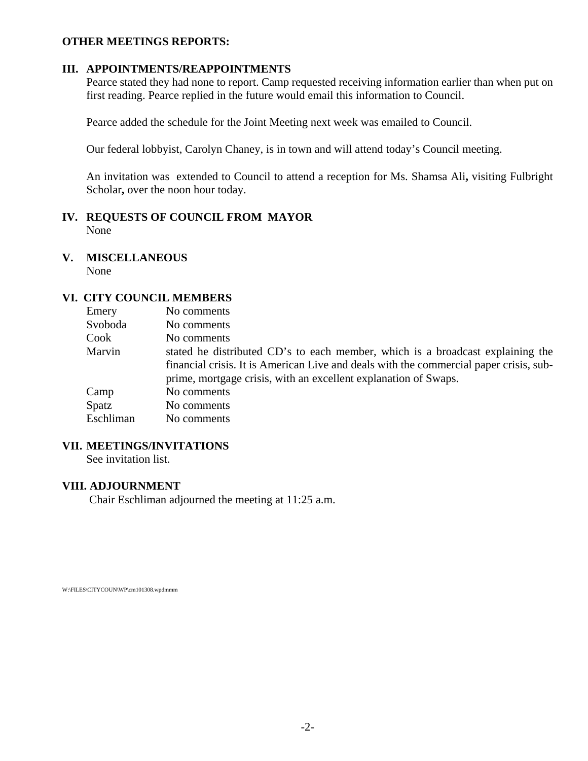**OTHER MEETINGS REPORTS:**

## III. APPOINTMENTS/REAPPOINTMENTS

Pearce stated they had none to report. Camp requested receiving information earlier than when put on first reading. Pearce replied in the future would email this information to Council.

Pearce added the schedule for the Joint Meeting next week was emailed to Council.

Our federal lobbyist, Carolyn Chaney, is in town and will attend today's Council meeting.

An invitation was extended to Council to attend a reception for Ms. Shamsa Ali**,** visiting Fulbright Scholar**,** over the noon hour today.

## IV. REQUESTS OF COUNCIL FROM MAYOR

None

## V. MISCELLANEOUS

None

## VI. CITY COUNCIL MEMBERS

| | |
|---|---|
| Emery | No comments |
| Svoboda | No comments |
| Cook | No comments |
| Marvin | stated he distributed CD's to each member, which is a broadcast explaining the financial crisis. It is American Live and deals with the commercial paper crisis, sub-prime, mortgage crisis, with an excellent explanation of Swaps. |
| Camp | No comments |
| Spatz | No comments |
| Eschliman | No comments |

## VII. MEETINGS/INVITATIONS

See invitation list.

## VIII. ADJOURNMENT

Chair Eschliman adjourned the meeting at 11:25 a.m.

W:\FILES\CITYCOUN\WP\cm101308.wpdmmm